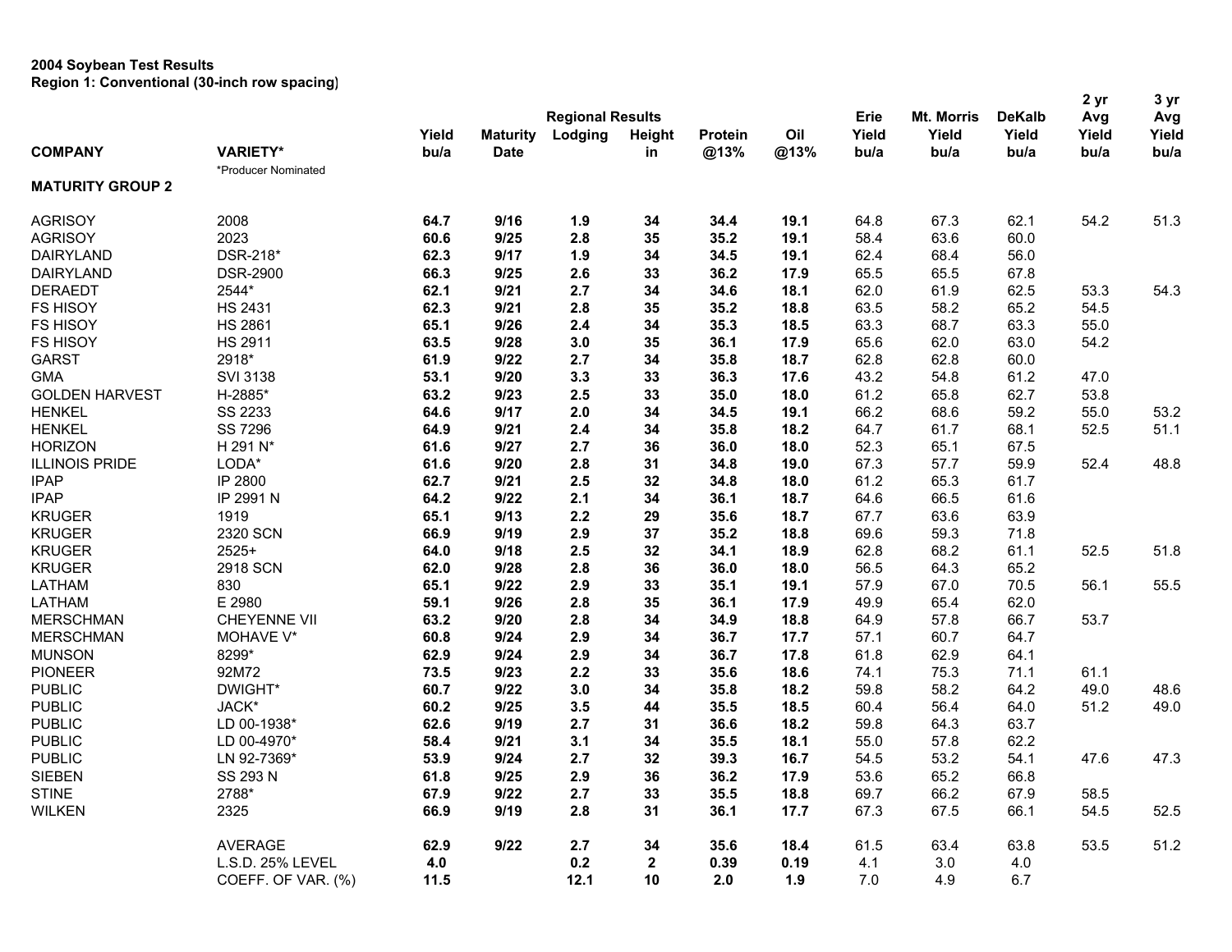**2004 Soybean Test Results**
**Region 1: Conventional (30-inch row spacing)**

| COMPANY | VARIETY* | Regional Results Yield bu/a | Maturity Date | Lodging | Height in | Protein @13% | Oil @13% | Erie Yield bu/a | Mt. Morris Yield bu/a | DeKalb Yield bu/a | 2 yr Avg Yield bu/a | 3 yr Avg Yield bu/a |
|---|---|---|---|---|---|---|---|---|---|---|---|---|
| | *Producer Nominated | | | | | | | | | | | |
| **MATURITY GROUP 2** | | | | | | | | | | | | |
| AGRISOY | 2008 | **64.7** | **9/16** | **1.9** | **34** | **34.4** | **19.1** | 64.8 | 67.3 | 62.1 | 54.2 | 51.3 |
| AGRISOY | 2023 | **60.6** | **9/25** | **2.8** | **35** | **35.2** | **19.1** | 58.4 | 63.6 | 60.0 | | |
| DAIRYLAND | DSR-218* | **62.3** | **9/17** | **1.9** | **34** | **34.5** | **19.1** | 62.4 | 68.4 | 56.0 | | |
| DAIRYLAND | DSR-2900 | **66.3** | **9/25** | **2.6** | **33** | **36.2** | **17.9** | 65.5 | 65.5 | 67.8 | | |
| DERAEDT | 2544* | **62.1** | **9/21** | **2.7** | **34** | **34.6** | **18.1** | 62.0 | 61.9 | 62.5 | 53.3 | 54.3 |
| FS HISOY | HS 2431 | **62.3** | **9/21** | **2.8** | **35** | **35.2** | **18.8** | 63.5 | 58.2 | 65.2 | 54.5 | |
| FS HISOY | HS 2861 | **65.1** | **9/26** | **2.4** | **34** | **35.3** | **18.5** | 63.3 | 68.7 | 63.3 | 55.0 | |
| FS HISOY | HS 2911 | **63.5** | **9/28** | **3.0** | **35** | **36.1** | **17.9** | 65.6 | 62.0 | 63.0 | 54.2 | |
| GARST | 2918* | **61.9** | **9/22** | **2.7** | **34** | **35.8** | **18.7** | 62.8 | 62.8 | 60.0 | | |
| GMA | SVI 3138 | **53.1** | **9/20** | **3.3** | **33** | **36.3** | **17.6** | 43.2 | 54.8 | 61.2 | 47.0 | |
| GOLDEN HARVEST | H-2885* | **63.2** | **9/23** | **2.5** | **33** | **35.0** | **18.0** | 61.2 | 65.8 | 62.7 | 53.8 | |
| HENKEL | SS 2233 | **64.6** | **9/17** | **2.0** | **34** | **34.5** | **19.1** | 66.2 | 68.6 | 59.2 | 55.0 | 53.2 |
| HENKEL | SS 7296 | **64.9** | **9/21** | **2.4** | **34** | **35.8** | **18.2** | 64.7 | 61.7 | 68.1 | 52.5 | 51.1 |
| HORIZON | H 291 N* | **61.6** | **9/27** | **2.7** | **36** | **36.0** | **18.0** | 52.3 | 65.1 | 67.5 | | |
| ILLINOIS PRIDE | LODA* | **61.6** | **9/20** | **2.8** | **31** | **34.8** | **19.0** | 67.3 | 57.7 | 59.9 | 52.4 | 48.8 |
| IPAP | IP 2800 | **62.7** | **9/21** | **2.5** | **32** | **34.8** | **18.0** | 61.2 | 65.3 | 61.7 | | |
| IPAP | IP 2991 N | **64.2** | **9/22** | **2.1** | **34** | **36.1** | **18.7** | 64.6 | 66.5 | 61.6 | | |
| KRUGER | 1919 | **65.1** | **9/13** | **2.2** | **29** | **35.6** | **18.7** | 67.7 | 63.6 | 63.9 | | |
| KRUGER | 2320 SCN | **66.9** | **9/19** | **2.9** | **37** | **35.2** | **18.8** | 69.6 | 59.3 | 71.8 | | |
| KRUGER | 2525+ | **64.0** | **9/18** | **2.5** | **32** | **34.1** | **18.9** | 62.8 | 68.2 | 61.1 | 52.5 | 51.8 |
| KRUGER | 2918 SCN | **62.0** | **9/28** | **2.8** | **36** | **36.0** | **18.0** | 56.5 | 64.3 | 65.2 | | |
| LATHAM | 830 | **65.1** | **9/22** | **2.9** | **33** | **35.1** | **19.1** | 57.9 | 67.0 | 70.5 | 56.1 | 55.5 |
| LATHAM | E 2980 | **59.1** | **9/26** | **2.8** | **35** | **36.1** | **17.9** | 49.9 | 65.4 | 62.0 | | |
| MERSCHMAN | CHEYENNE VII | **63.2** | **9/20** | **2.8** | **34** | **34.9** | **18.8** | 64.9 | 57.8 | 66.7 | 53.7 | |
| MERSCHMAN | MOHAVE V* | **60.8** | **9/24** | **2.9** | **34** | **36.7** | **17.7** | 57.1 | 60.7 | 64.7 | | |
| MUNSON | 8299* | **62.9** | **9/24** | **2.9** | **34** | **36.7** | **17.8** | 61.8 | 62.9 | 64.1 | | |
| PIONEER | 92M72 | **73.5** | **9/23** | **2.2** | **33** | **35.6** | **18.6** | 74.1 | 75.3 | 71.1 | 61.1 | |
| PUBLIC | DWIGHT* | **60.7** | **9/22** | **3.0** | **34** | **35.8** | **18.2** | 59.8 | 58.2 | 64.2 | 49.0 | 48.6 |
| PUBLIC | JACK* | **60.2** | **9/25** | **3.5** | **44** | **35.5** | **18.5** | 60.4 | 56.4 | 64.0 | 51.2 | 49.0 |
| PUBLIC | LD 00-1938* | **62.6** | **9/19** | **2.7** | **31** | **36.6** | **18.2** | 59.8 | 64.3 | 63.7 | | |
| PUBLIC | LD 00-4970* | **58.4** | **9/21** | **3.1** | **34** | **35.5** | **18.1** | 55.0 | 57.8 | 62.2 | | |
| PUBLIC | LN 92-7369* | **53.9** | **9/24** | **2.7** | **32** | **39.3** | **16.7** | 54.5 | 53.2 | 54.1 | 47.6 | 47.3 |
| SIEBEN | SS 293 N | **61.8** | **9/25** | **2.9** | **36** | **36.2** | **17.9** | 53.6 | 65.2 | 66.8 | | |
| STINE | 2788* | **67.9** | **9/22** | **2.7** | **33** | **35.5** | **18.8** | 69.7 | 66.2 | 67.9 | 58.5 | |
| WILKEN | 2325 | **66.9** | **9/19** | **2.8** | **31** | **36.1** | **17.7** | 67.3 | 67.5 | 66.1 | 54.5 | 52.5 |
| | AVERAGE | **62.9** | **9/22** | **2.7** | **34** | **35.6** | **18.4** | 61.5 | 63.4 | 63.8 | 53.5 | 51.2 |
| | L.S.D. 25% LEVEL | **4.0** | | **0.2** | **2** | **0.39** | **0.19** | 4.1 | 3.0 | 4.0 | | |
| | COEFF. OF VAR. (%) | **11.5** | | **12.1** | **10** | **2.0** | **1.9** | 7.0 | 4.9 | 6.7 | | |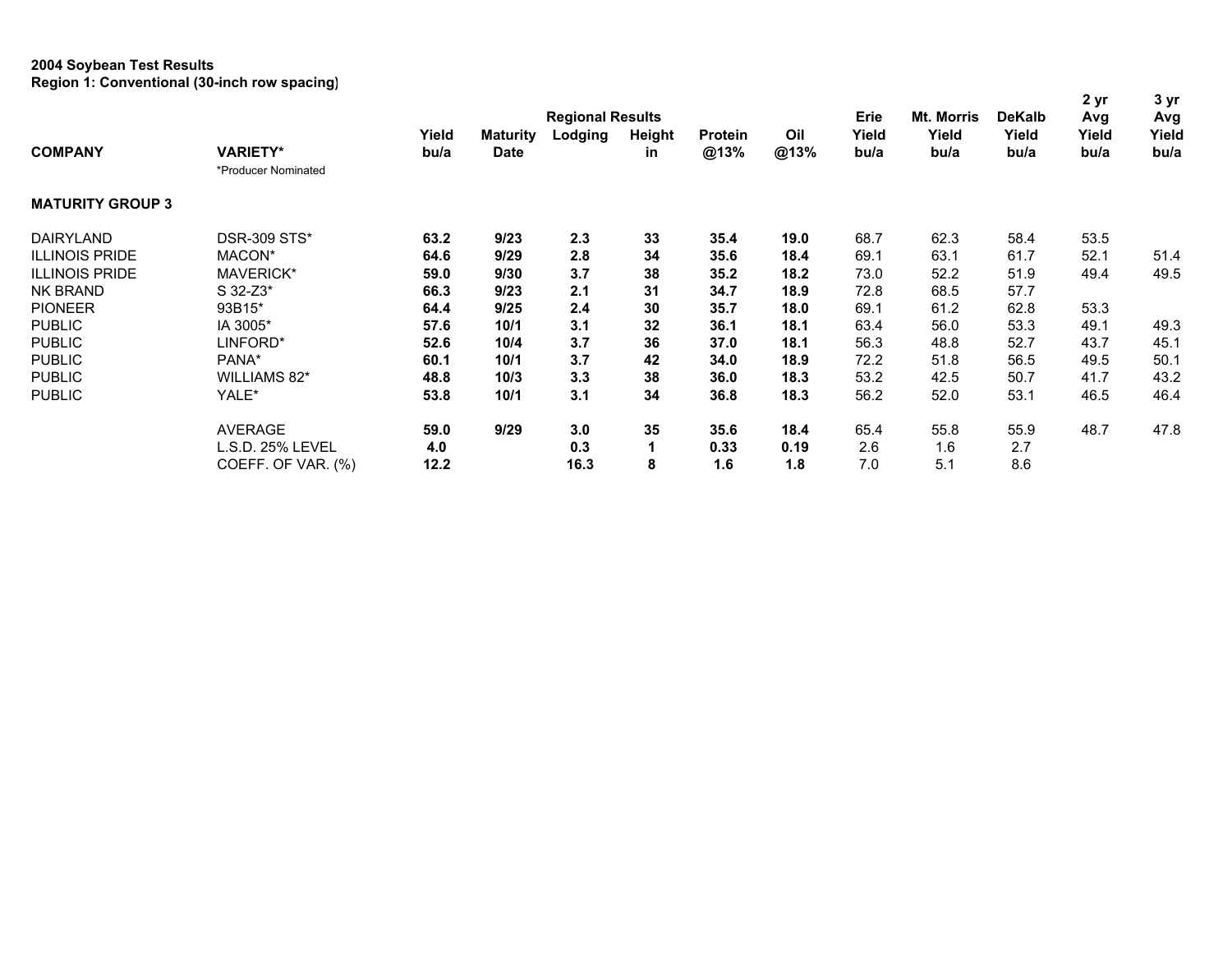**2004 Soybean Test Results**
**Region 1: Conventional (30-inch row spacing)**

| COMPANY | VARIETY* | Regional Results Yield bu/a | Maturity Date | Lodging | Height in | Protein @13% | Oil @13% | Erie Yield bu/a | Mt. Morris Yield bu/a | DeKalb Yield bu/a | 2 yr Avg Yield bu/a | 3 yr Avg Yield bu/a |
|---|---|---|---|---|---|---|---|---|---|---|---|---|
| | *Producer Nominated | | | | | | | | | | | |
| **MATURITY GROUP 3** | | | | | | | | | | | | |
| DAIRYLAND | DSR-309 STS* | **63.2** | **9/23** | **2.3** | **33** | **35.4** | **19.0** | 68.7 | 62.3 | 58.4 | 53.5 | |
| ILLINOIS PRIDE | MACON* | **64.6** | **9/29** | **2.8** | **34** | **35.6** | **18.4** | 69.1 | 63.1 | 61.7 | 52.1 | 51.4 |
| ILLINOIS PRIDE | MAVERICK* | **59.0** | **9/30** | **3.7** | **38** | **35.2** | **18.2** | 73.0 | 52.2 | 51.9 | 49.4 | 49.5 |
| NK BRAND | S 32-Z3* | **66.3** | **9/23** | **2.1** | **31** | **34.7** | **18.9** | 72.8 | 68.5 | 57.7 | | |
| PIONEER | 93B15* | **64.4** | **9/25** | **2.4** | **30** | **35.7** | **18.0** | 69.1 | 61.2 | 62.8 | 53.3 | |
| PUBLIC | IA 3005* | **57.6** | **10/1** | **3.1** | **32** | **36.1** | **18.1** | 63.4 | 56.0 | 53.3 | 49.1 | 49.3 |
| PUBLIC | LINFORD* | **52.6** | **10/4** | **3.7** | **36** | **37.0** | **18.1** | 56.3 | 48.8 | 52.7 | 43.7 | 45.1 |
| PUBLIC | PANA* | **60.1** | **10/1** | **3.7** | **42** | **34.0** | **18.9** | 72.2 | 51.8 | 56.5 | 49.5 | 50.1 |
| PUBLIC | WILLIAMS 82* | **48.8** | **10/3** | **3.3** | **38** | **36.0** | **18.3** | 53.2 | 42.5 | 50.7 | 41.7 | 43.2 |
| PUBLIC | YALE* | **53.8** | **10/1** | **3.1** | **34** | **36.8** | **18.3** | 56.2 | 52.0 | 53.1 | 46.5 | 46.4 |
| | AVERAGE | **59.0** | **9/29** | **3.0** | **35** | **35.6** | **18.4** | 65.4 | 55.8 | 55.9 | 48.7 | 47.8 |
| | L.S.D. 25% LEVEL | **4.0** | | **0.3** | **1** | **0.33** | **0.19** | 2.6 | 1.6 | 2.7 | | |
| | COEFF. OF VAR. (%) | **12.2** | | **16.3** | **8** | **1.6** | **1.8** | 7.0 | 5.1 | 8.6 | | |